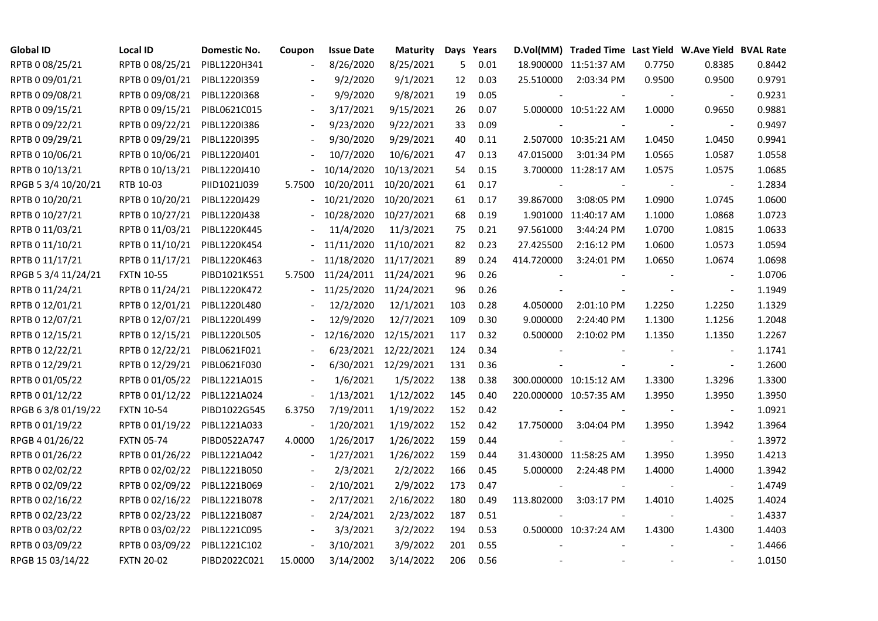| Global ID | Local ID | Domestic No. | Coupon | Issue Date | Maturity | Days | Years | D.Vol(MM) | Traded Time | Last Yield | W.Ave Yield | BVAL Rate |
|---|---|---|---|---|---|---|---|---|---|---|---|---|
| RPTB 0 08/25/21 | RPTB 0 08/25/21 | PIBL1220H341 | - | 8/26/2020 | 8/25/2021 | 5 | 0.01 | 18.900000 | 11:51:37 AM | 0.7750 | 0.8385 | 0.8442 |
| RPTB 0 09/01/21 | RPTB 0 09/01/21 | PIBL1220I359 | - | 9/2/2020 | 9/1/2021 | 12 | 0.03 | 25.510000 | 2:03:34 PM | 0.9500 | 0.9500 | 0.9791 |
| RPTB 0 09/08/21 | RPTB 0 09/08/21 | PIBL1220I368 | - | 9/9/2020 | 9/8/2021 | 19 | 0.05 | - | - | - | - | 0.9231 |
| RPTB 0 09/15/21 | RPTB 0 09/15/21 | PIBL0621C015 | - | 3/17/2021 | 9/15/2021 | 26 | 0.07 | 5.000000 | 10:51:22 AM | 1.0000 | 0.9650 | 0.9881 |
| RPTB 0 09/22/21 | RPTB 0 09/22/21 | PIBL1220I386 | - | 9/23/2020 | 9/22/2021 | 33 | 0.09 | - | - | - | - | 0.9497 |
| RPTB 0 09/29/21 | RPTB 0 09/29/21 | PIBL1220I395 | - | 9/30/2020 | 9/29/2021 | 40 | 0.11 | 2.507000 | 10:35:21 AM | 1.0450 | 1.0450 | 0.9941 |
| RPTB 0 10/06/21 | RPTB 0 10/06/21 | PIBL1220J401 | - | 10/7/2020 | 10/6/2021 | 47 | 0.13 | 47.015000 | 3:01:34 PM | 1.0565 | 1.0587 | 1.0558 |
| RPTB 0 10/13/21 | RPTB 0 10/13/21 | PIBL1220J410 | - | 10/14/2020 | 10/13/2021 | 54 | 0.15 | 3.700000 | 11:28:17 AM | 1.0575 | 1.0575 | 1.0685 |
| RPGB 5 3/4 10/20/21 | RTB 10-03 | PIID1021J039 | 5.7500 | 10/20/2011 | 10/20/2021 | 61 | 0.17 | - | - | - | - | 1.2834 |
| RPTB 0 10/20/21 | RPTB 0 10/20/21 | PIBL1220J429 | - | 10/21/2020 | 10/20/2021 | 61 | 0.17 | 39.867000 | 3:08:05 PM | 1.0900 | 1.0745 | 1.0600 |
| RPTB 0 10/27/21 | RPTB 0 10/27/21 | PIBL1220J438 | - | 10/28/2020 | 10/27/2021 | 68 | 0.19 | 1.901000 | 11:40:17 AM | 1.1000 | 1.0868 | 1.0723 |
| RPTB 0 11/03/21 | RPTB 0 11/03/21 | PIBL1220K445 | - | 11/4/2020 | 11/3/2021 | 75 | 0.21 | 97.561000 | 3:44:24 PM | 1.0700 | 1.0815 | 1.0633 |
| RPTB 0 11/10/21 | RPTB 0 11/10/21 | PIBL1220K454 | - | 11/11/2020 | 11/10/2021 | 82 | 0.23 | 27.425500 | 2:16:12 PM | 1.0600 | 1.0573 | 1.0594 |
| RPTB 0 11/17/21 | RPTB 0 11/17/21 | PIBL1220K463 | - | 11/18/2020 | 11/17/2021 | 89 | 0.24 | 414.720000 | 3:24:01 PM | 1.0650 | 1.0674 | 1.0698 |
| RPGB 5 3/4 11/24/21 | FXTN 10-55 | PIBD1021K551 | 5.7500 | 11/24/2011 | 11/24/2021 | 96 | 0.26 | - | - | - | - | 1.0706 |
| RPTB 0 11/24/21 | RPTB 0 11/24/21 | PIBL1220K472 | - | 11/25/2020 | 11/24/2021 | 96 | 0.26 | - | - | - | - | 1.1949 |
| RPTB 0 12/01/21 | RPTB 0 12/01/21 | PIBL1220L480 | - | 12/2/2020 | 12/1/2021 | 103 | 0.28 | 4.050000 | 2:01:10 PM | 1.2250 | 1.2250 | 1.1329 |
| RPTB 0 12/07/21 | RPTB 0 12/07/21 | PIBL1220L499 | - | 12/9/2020 | 12/7/2021 | 109 | 0.30 | 9.000000 | 2:24:40 PM | 1.1300 | 1.1256 | 1.2048 |
| RPTB 0 12/15/21 | RPTB 0 12/15/21 | PIBL1220L505 | - | 12/16/2020 | 12/15/2021 | 117 | 0.32 | 0.500000 | 2:10:02 PM | 1.1350 | 1.1350 | 1.2267 |
| RPTB 0 12/22/21 | RPTB 0 12/22/21 | PIBL0621F021 | - | 6/23/2021 | 12/22/2021 | 124 | 0.34 | - | - | - | - | 1.1741 |
| RPTB 0 12/29/21 | RPTB 0 12/29/21 | PIBL0621F030 | - | 6/30/2021 | 12/29/2021 | 131 | 0.36 | - | - | - | - | 1.2600 |
| RPTB 0 01/05/22 | RPTB 0 01/05/22 | PIBL1221A015 | - | 1/6/2021 | 1/5/2022 | 138 | 0.38 | 300.000000 | 10:15:12 AM | 1.3300 | 1.3296 | 1.3300 |
| RPTB 0 01/12/22 | RPTB 0 01/12/22 | PIBL1221A024 | - | 1/13/2021 | 1/12/2022 | 145 | 0.40 | 220.000000 | 10:57:35 AM | 1.3950 | 1.3950 | 1.3950 |
| RPGB 6 3/8 01/19/22 | FXTN 10-54 | PIBD1022G545 | 6.3750 | 7/19/2011 | 1/19/2022 | 152 | 0.42 | - | - | - | - | 1.0921 |
| RPTB 0 01/19/22 | RPTB 0 01/19/22 | PIBL1221A033 | - | 1/20/2021 | 1/19/2022 | 152 | 0.42 | 17.750000 | 3:04:04 PM | 1.3950 | 1.3942 | 1.3964 |
| RPGB 4 01/26/22 | FXTN 05-74 | PIBD0522A747 | 4.0000 | 1/26/2017 | 1/26/2022 | 159 | 0.44 | - | - | - | - | 1.3972 |
| RPTB 0 01/26/22 | RPTB 0 01/26/22 | PIBL1221A042 | - | 1/27/2021 | 1/26/2022 | 159 | 0.44 | 31.430000 | 11:58:25 AM | 1.3950 | 1.3950 | 1.4213 |
| RPTB 0 02/02/22 | RPTB 0 02/02/22 | PIBL1221B050 | - | 2/3/2021 | 2/2/2022 | 166 | 0.45 | 5.000000 | 2:24:48 PM | 1.4000 | 1.4000 | 1.3942 |
| RPTB 0 02/09/22 | RPTB 0 02/09/22 | PIBL1221B069 | - | 2/10/2021 | 2/9/2022 | 173 | 0.47 | - | - | - | - | 1.4749 |
| RPTB 0 02/16/22 | RPTB 0 02/16/22 | PIBL1221B078 | - | 2/17/2021 | 2/16/2022 | 180 | 0.49 | 113.802000 | 3:03:17 PM | 1.4010 | 1.4025 | 1.4024 |
| RPTB 0 02/23/22 | RPTB 0 02/23/22 | PIBL1221B087 | - | 2/24/2021 | 2/23/2022 | 187 | 0.51 | - | - | - | - | 1.4337 |
| RPTB 0 03/02/22 | RPTB 0 03/02/22 | PIBL1221C095 | - | 3/3/2021 | 3/2/2022 | 194 | 0.53 | 0.500000 | 10:37:24 AM | 1.4300 | 1.4300 | 1.4403 |
| RPTB 0 03/09/22 | RPTB 0 03/09/22 | PIBL1221C102 | - | 3/10/2021 | 3/9/2022 | 201 | 0.55 | - | - | - | - | 1.4466 |
| RPGB 15 03/14/22 | FXTN 20-02 | PIBD2022C021 | 15.0000 | 3/14/2002 | 3/14/2022 | 206 | 0.56 | - | - | - | - | 1.0150 |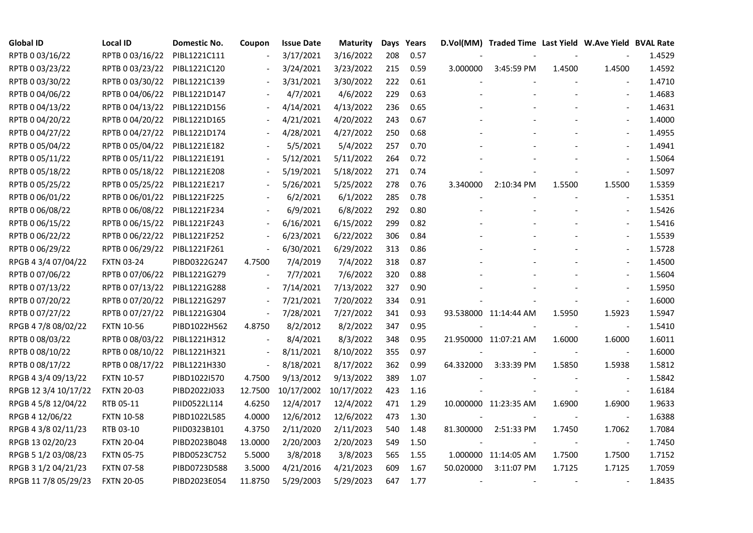| Global ID | Local ID | Domestic No. | Coupon | Issue Date | Maturity | Days | Years | D.Vol(MM) | Traded Time | Last Yield | W.Ave Yield | BVAL Rate |
|---|---|---|---|---|---|---|---|---|---|---|---|---|
| RPTB 0 03/16/22 | RPTB 0 03/16/22 | PIBL1221C111 | - | 3/17/2021 | 3/16/2022 | 208 | 0.57 | - | - | - | - | 1.4529 |
| RPTB 0 03/23/22 | RPTB 0 03/23/22 | PIBL1221C120 | - | 3/24/2021 | 3/23/2022 | 215 | 0.59 | 3.000000 | 3:45:59 PM | 1.4500 | 1.4500 | 1.4592 |
| RPTB 0 03/30/22 | RPTB 0 03/30/22 | PIBL1221C139 | - | 3/31/2021 | 3/30/2022 | 222 | 0.61 | - | - | - | - | 1.4710 |
| RPTB 0 04/06/22 | RPTB 0 04/06/22 | PIBL1221D147 | - | 4/7/2021 | 4/6/2022 | 229 | 0.63 | - | - | - | - | 1.4683 |
| RPTB 0 04/13/22 | RPTB 0 04/13/22 | PIBL1221D156 | - | 4/14/2021 | 4/13/2022 | 236 | 0.65 | - | - | - | - | 1.4631 |
| RPTB 0 04/20/22 | RPTB 0 04/20/22 | PIBL1221D165 | - | 4/21/2021 | 4/20/2022 | 243 | 0.67 | - | - | - | - | 1.4000 |
| RPTB 0 04/27/22 | RPTB 0 04/27/22 | PIBL1221D174 | - | 4/28/2021 | 4/27/2022 | 250 | 0.68 | - | - | - | - | 1.4955 |
| RPTB 0 05/04/22 | RPTB 0 05/04/22 | PIBL1221E182 | - | 5/5/2021 | 5/4/2022 | 257 | 0.70 | - | - | - | - | 1.4941 |
| RPTB 0 05/11/22 | RPTB 0 05/11/22 | PIBL1221E191 | - | 5/12/2021 | 5/11/2022 | 264 | 0.72 | - | - | - | - | 1.5064 |
| RPTB 0 05/18/22 | RPTB 0 05/18/22 | PIBL1221E208 | - | 5/19/2021 | 5/18/2022 | 271 | 0.74 | - | - | - | - | 1.5097 |
| RPTB 0 05/25/22 | RPTB 0 05/25/22 | PIBL1221E217 | - | 5/26/2021 | 5/25/2022 | 278 | 0.76 | 3.340000 | 2:10:34 PM | 1.5500 | 1.5500 | 1.5359 |
| RPTB 0 06/01/22 | RPTB 0 06/01/22 | PIBL1221F225 | - | 6/2/2021 | 6/1/2022 | 285 | 0.78 | - | - | - | - | 1.5351 |
| RPTB 0 06/08/22 | RPTB 0 06/08/22 | PIBL1221F234 | - | 6/9/2021 | 6/8/2022 | 292 | 0.80 | - | - | - | - | 1.5426 |
| RPTB 0 06/15/22 | RPTB 0 06/15/22 | PIBL1221F243 | - | 6/16/2021 | 6/15/2022 | 299 | 0.82 | - | - | - | - | 1.5416 |
| RPTB 0 06/22/22 | RPTB 0 06/22/22 | PIBL1221F252 | - | 6/23/2021 | 6/22/2022 | 306 | 0.84 | - | - | - | - | 1.5539 |
| RPTB 0 06/29/22 | RPTB 0 06/29/22 | PIBL1221F261 | - | 6/30/2021 | 6/29/2022 | 313 | 0.86 | - | - | - | - | 1.5728 |
| RPGB 4 3/4 07/04/22 | FXTN 03-24 | PIBD0322G247 | 4.7500 | 7/4/2019 | 7/4/2022 | 318 | 0.87 | - | - | - | - | 1.4500 |
| RPTB 0 07/06/22 | RPTB 0 07/06/22 | PIBL1221G279 | - | 7/7/2021 | 7/6/2022 | 320 | 0.88 | - | - | - | - | 1.5604 |
| RPTB 0 07/13/22 | RPTB 0 07/13/22 | PIBL1221G288 | - | 7/14/2021 | 7/13/2022 | 327 | 0.90 | - | - | - | - | 1.5950 |
| RPTB 0 07/20/22 | RPTB 0 07/20/22 | PIBL1221G297 | - | 7/21/2021 | 7/20/2022 | 334 | 0.91 | - | - | - | - | 1.6000 |
| RPTB 0 07/27/22 | RPTB 0 07/27/22 | PIBL1221G304 | - | 7/28/2021 | 7/27/2022 | 341 | 0.93 | 93.538000 | 11:14:44 AM | 1.5950 | 1.5923 | 1.5947 |
| RPGB 4 7/8 08/02/22 | FXTN 10-56 | PIBD1022H562 | 4.8750 | 8/2/2012 | 8/2/2022 | 347 | 0.95 | - | - | - | - | 1.5410 |
| RPTB 0 08/03/22 | RPTB 0 08/03/22 | PIBL1221H312 | - | 8/4/2021 | 8/3/2022 | 348 | 0.95 | 21.950000 | 11:07:21 AM | 1.6000 | 1.6000 | 1.6011 |
| RPTB 0 08/10/22 | RPTB 0 08/10/22 | PIBL1221H321 | - | 8/11/2021 | 8/10/2022 | 355 | 0.97 | - | - | - | - | 1.6000 |
| RPTB 0 08/17/22 | RPTB 0 08/17/22 | PIBL1221H330 | - | 8/18/2021 | 8/17/2022 | 362 | 0.99 | 64.332000 | 3:33:39 PM | 1.5850 | 1.5938 | 1.5812 |
| RPGB 4 3/4 09/13/22 | FXTN 10-57 | PIBD1022I570 | 4.7500 | 9/13/2012 | 9/13/2022 | 389 | 1.07 | - | - | - | - | 1.5842 |
| RPGB 12 3/4 10/17/22 | FXTN 20-03 | PIBD2022J033 | 12.7500 | 10/17/2002 | 10/17/2022 | 423 | 1.16 | - | - | - | - | 1.6184 |
| RPGB 4 5/8 12/04/22 | RTB 05-11 | PIID0522L114 | 4.6250 | 12/4/2017 | 12/4/2022 | 471 | 1.29 | 10.000000 | 11:23:35 AM | 1.6900 | 1.6900 | 1.9633 |
| RPGB 4 12/06/22 | FXTN 10-58 | PIBD1022L585 | 4.0000 | 12/6/2012 | 12/6/2022 | 473 | 1.30 | - | - | - | - | 1.6388 |
| RPGB 4 3/8 02/11/23 | RTB 03-10 | PIID0323B101 | 4.3750 | 2/11/2020 | 2/11/2023 | 540 | 1.48 | 81.300000 | 2:51:33 PM | 1.7450 | 1.7062 | 1.7084 |
| RPGB 13 02/20/23 | FXTN 20-04 | PIBD2023B048 | 13.0000 | 2/20/2003 | 2/20/2023 | 549 | 1.50 | - | - | - | - | 1.7450 |
| RPGB 5 1/2 03/08/23 | FXTN 05-75 | PIBD0523C752 | 5.5000 | 3/8/2018 | 3/8/2023 | 565 | 1.55 | 1.000000 | 11:14:05 AM | 1.7500 | 1.7500 | 1.7152 |
| RPGB 3 1/2 04/21/23 | FXTN 07-58 | PIBD0723D588 | 3.5000 | 4/21/2016 | 4/21/2023 | 609 | 1.67 | 50.020000 | 3:11:07 PM | 1.7125 | 1.7125 | 1.7059 |
| RPGB 11 7/8 05/29/23 | FXTN 20-05 | PIBD2023E054 | 11.8750 | 5/29/2003 | 5/29/2023 | 647 | 1.77 | - | - | - | - | 1.8435 |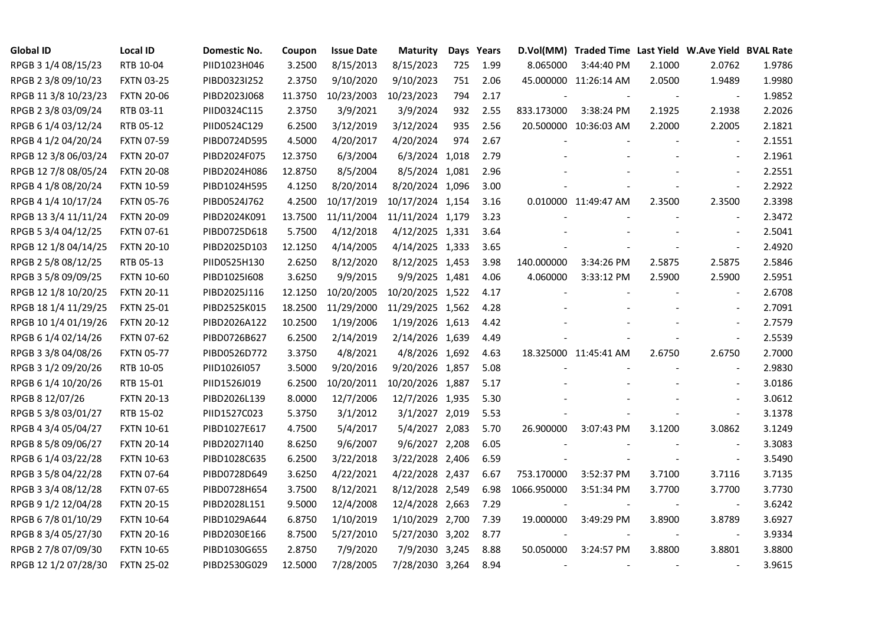| Global ID | Local ID | Domestic No. | Coupon | Issue Date | Maturity | Days | Years | D.Vol(MM) | Traded Time | Last Yield | W.Ave Yield | BVAL Rate |
|---|---|---|---|---|---|---|---|---|---|---|---|---|
| RPGB 3 1/4 08/15/23 | RTB 10-04 | PIID1023H046 | 3.2500 | 8/15/2013 | 8/15/2023 | 725 | 1.99 | 8.065000 | 3:44:40 PM | 2.1000 | 2.0762 | 1.9786 |
| RPGB 2 3/8 09/10/23 | FXTN 03-25 | PIBD0323I252 | 2.3750 | 9/10/2020 | 9/10/2023 | 751 | 2.06 | 45.000000 | 11:26:14 AM | 2.0500 | 1.9489 | 1.9980 |
| RPGB 11 3/8 10/23/23 | FXTN 20-06 | PIBD2023J068 | 11.3750 | 10/23/2003 | 10/23/2023 | 794 | 2.17 | - | - | - | - | 1.9852 |
| RPGB 2 3/8 03/09/24 | RTB 03-11 | PIID0324C115 | 2.3750 | 3/9/2021 | 3/9/2024 | 932 | 2.55 | 833.173000 | 3:38:24 PM | 2.1925 | 2.1938 | 2.2026 |
| RPGB 6 1/4 03/12/24 | RTB 05-12 | PIID0524C129 | 6.2500 | 3/12/2019 | 3/12/2024 | 935 | 2.56 | 20.500000 | 10:36:03 AM | 2.2000 | 2.2005 | 2.1821 |
| RPGB 4 1/2 04/20/24 | FXTN 07-59 | PIBD0724D595 | 4.5000 | 4/20/2017 | 4/20/2024 | 974 | 2.67 | - | - | - | - | 2.1551 |
| RPGB 12 3/8 06/03/24 | FXTN 20-07 | PIBD2024F075 | 12.3750 | 6/3/2004 | 6/3/2024 | 1,018 | 2.79 | - | - | - | - | 2.1961 |
| RPGB 12 7/8 08/05/24 | FXTN 20-08 | PIBD2024H086 | 12.8750 | 8/5/2004 | 8/5/2024 | 1,081 | 2.96 | - | - | - | - | 2.2551 |
| RPGB 4 1/8 08/20/24 | FXTN 10-59 | PIBD1024H595 | 4.1250 | 8/20/2014 | 8/20/2024 | 1,096 | 3.00 | - | - | - | - | 2.2922 |
| RPGB 4 1/4 10/17/24 | FXTN 05-76 | PIBD0524J762 | 4.2500 | 10/17/2019 | 10/17/2024 | 1,154 | 3.16 | 0.010000 | 11:49:47 AM | 2.3500 | 2.3500 | 2.3398 |
| RPGB 13 3/4 11/11/24 | FXTN 20-09 | PIBD2024K091 | 13.7500 | 11/11/2004 | 11/11/2024 | 1,179 | 3.23 | - | - | - | - | 2.3472 |
| RPGB 5 3/4 04/12/25 | FXTN 07-61 | PIBD0725D618 | 5.7500 | 4/12/2018 | 4/12/2025 | 1,331 | 3.64 | - | - | - | - | 2.5041 |
| RPGB 12 1/8 04/14/25 | FXTN 20-10 | PIBD2025D103 | 12.1250 | 4/14/2005 | 4/14/2025 | 1,333 | 3.65 | - | - | - | - | 2.4920 |
| RPGB 2 5/8 08/12/25 | RTB 05-13 | PIID0525H130 | 2.6250 | 8/12/2020 | 8/12/2025 | 1,453 | 3.98 | 140.000000 | 3:34:26 PM | 2.5875 | 2.5875 | 2.5846 |
| RPGB 3 5/8 09/09/25 | FXTN 10-60 | PIBD1025I608 | 3.6250 | 9/9/2015 | 9/9/2025 | 1,481 | 4.06 | 4.060000 | 3:33:12 PM | 2.5900 | 2.5900 | 2.5951 |
| RPGB 12 1/8 10/20/25 | FXTN 20-11 | PIBD2025J116 | 12.1250 | 10/20/2005 | 10/20/2025 | 1,522 | 4.17 | - | - | - | - | 2.6708 |
| RPGB 18 1/4 11/29/25 | FXTN 25-01 | PIBD2525K015 | 18.2500 | 11/29/2000 | 11/29/2025 | 1,562 | 4.28 | - | - | - | - | 2.7091 |
| RPGB 10 1/4 01/19/26 | FXTN 20-12 | PIBD2026A122 | 10.2500 | 1/19/2006 | 1/19/2026 | 1,613 | 4.42 | - | - | - | - | 2.7579 |
| RPGB 6 1/4 02/14/26 | FXTN 07-62 | PIBD0726B627 | 6.2500 | 2/14/2019 | 2/14/2026 | 1,639 | 4.49 | - | - | - | - | 2.5539 |
| RPGB 3 3/8 04/08/26 | FXTN 05-77 | PIBD0526D772 | 3.3750 | 4/8/2021 | 4/8/2026 | 1,692 | 4.63 | 18.325000 | 11:45:41 AM | 2.6750 | 2.6750 | 2.7000 |
| RPGB 3 1/2 09/20/26 | RTB 10-05 | PIID1026I057 | 3.5000 | 9/20/2016 | 9/20/2026 | 1,857 | 5.08 | - | - | - | - | 2.9830 |
| RPGB 6 1/4 10/20/26 | RTB 15-01 | PIID1526J019 | 6.2500 | 10/20/2011 | 10/20/2026 | 1,887 | 5.17 | - | - | - | - | 3.0186 |
| RPGB 8 12/07/26 | FXTN 20-13 | PIBD2026L139 | 8.0000 | 12/7/2006 | 12/7/2026 | 1,935 | 5.30 | - | - | - | - | 3.0612 |
| RPGB 5 3/8 03/01/27 | RTB 15-02 | PIID1527C023 | 5.3750 | 3/1/2012 | 3/1/2027 | 2,019 | 5.53 | - | - | - | - | 3.1378 |
| RPGB 4 3/4 05/04/27 | FXTN 10-61 | PIBD1027E617 | 4.7500 | 5/4/2017 | 5/4/2027 | 2,083 | 5.70 | 26.900000 | 3:07:43 PM | 3.1200 | 3.0862 | 3.1249 |
| RPGB 8 5/8 09/06/27 | FXTN 20-14 | PIBD2027I140 | 8.6250 | 9/6/2007 | 9/6/2027 | 2,208 | 6.05 | - | - | - | - | 3.3083 |
| RPGB 6 1/4 03/22/28 | FXTN 10-63 | PIBD1028C635 | 6.2500 | 3/22/2018 | 3/22/2028 | 2,406 | 6.59 | - | - | - | - | 3.5490 |
| RPGB 3 5/8 04/22/28 | FXTN 07-64 | PIBD0728D649 | 3.6250 | 4/22/2021 | 4/22/2028 | 2,437 | 6.67 | 753.170000 | 3:52:37 PM | 3.7100 | 3.7116 | 3.7135 |
| RPGB 3 3/4 08/12/28 | FXTN 07-65 | PIBD0728H654 | 3.7500 | 8/12/2021 | 8/12/2028 | 2,549 | 6.98 | 1066.950000 | 3:51:34 PM | 3.7700 | 3.7700 | 3.7730 |
| RPGB 9 1/2 12/04/28 | FXTN 20-15 | PIBD2028L151 | 9.5000 | 12/4/2008 | 12/4/2028 | 2,663 | 7.29 | - | - | - | - | 3.6242 |
| RPGB 6 7/8 01/10/29 | FXTN 10-64 | PIBD1029A644 | 6.8750 | 1/10/2019 | 1/10/2029 | 2,700 | 7.39 | 19.000000 | 3:49:29 PM | 3.8900 | 3.8789 | 3.6927 |
| RPGB 8 3/4 05/27/30 | FXTN 20-16 | PIBD2030E166 | 8.7500 | 5/27/2010 | 5/27/2030 | 3,202 | 8.77 | - | - | - | - | 3.9334 |
| RPGB 2 7/8 07/09/30 | FXTN 10-65 | PIBD1030G655 | 2.8750 | 7/9/2020 | 7/9/2030 | 3,245 | 8.88 | 50.050000 | 3:24:57 PM | 3.8800 | 3.8801 | 3.8800 |
| RPGB 12 1/2 07/28/30 | FXTN 25-02 | PIBD2530G029 | 12.5000 | 7/28/2005 | 7/28/2030 | 3,264 | 8.94 | - | - | - | - | 3.9615 |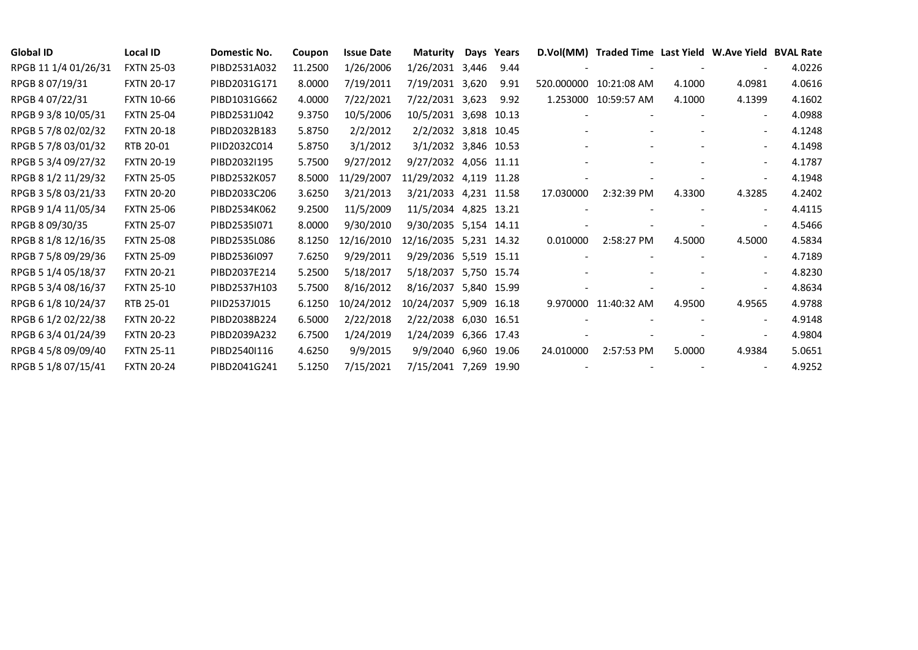| Global ID | Local ID | Domestic No. | Coupon | Issue Date | Maturity | Days | Years | D.Vol(MM) | Traded Time | Last Yield | W.Ave Yield | BVAL Rate |
|---|---|---|---|---|---|---|---|---|---|---|---|---|
| RPGB 11 1/4 01/26/31 | FXTN 25-03 | PIBD2531A032 | 11.2500 | 1/26/2006 | 1/26/2031 | 3,446 | 9.44 | - | - | - | - | 4.0226 |
| RPGB 8 07/19/31 | FXTN 20-17 | PIBD2031G171 | 8.0000 | 7/19/2011 | 7/19/2031 | 3,620 | 9.91 | 520.000000 | 10:21:08 AM | 4.1000 | 4.0981 | 4.0616 |
| RPGB 4 07/22/31 | FXTN 10-66 | PIBD1031G662 | 4.0000 | 7/22/2021 | 7/22/2031 | 3,623 | 9.92 | 1.253000 | 10:59:57 AM | 4.1000 | 4.1399 | 4.1602 |
| RPGB 9 3/8 10/05/31 | FXTN 25-04 | PIBD2531J042 | 9.3750 | 10/5/2006 | 10/5/2031 | 3,698 | 10.13 | - | - | - | - | 4.0988 |
| RPGB 5 7/8 02/02/32 | FXTN 20-18 | PIBD2032B183 | 5.8750 | 2/2/2012 | 2/2/2032 | 3,818 | 10.45 | - | - | - | - | 4.1248 |
| RPGB 5 7/8 03/01/32 | RTB 20-01 | PIID2032C014 | 5.8750 | 3/1/2012 | 3/1/2032 | 3,846 | 10.53 | - | - | - | - | 4.1498 |
| RPGB 5 3/4 09/27/32 | FXTN 20-19 | PIBD2032I195 | 5.7500 | 9/27/2012 | 9/27/2032 | 4,056 | 11.11 | - | - | - | - | 4.1787 |
| RPGB 8 1/2 11/29/32 | FXTN 25-05 | PIBD2532K057 | 8.5000 | 11/29/2007 | 11/29/2032 | 4,119 | 11.28 | - | - | - | - | 4.1948 |
| RPGB 3 5/8 03/21/33 | FXTN 20-20 | PIBD2033C206 | 3.6250 | 3/21/2013 | 3/21/2033 | 4,231 | 11.58 | 17.030000 | 2:32:39 PM | 4.3300 | 4.3285 | 4.2402 |
| RPGB 9 1/4 11/05/34 | FXTN 25-06 | PIBD2534K062 | 9.2500 | 11/5/2009 | 11/5/2034 | 4,825 | 13.21 | - | - | - | - | 4.4115 |
| RPGB 8 09/30/35 | FXTN 25-07 | PIBD2535I071 | 8.0000 | 9/30/2010 | 9/30/2035 | 5,154 | 14.11 | - | - | - | - | 4.5466 |
| RPGB 8 1/8 12/16/35 | FXTN 25-08 | PIBD2535L086 | 8.1250 | 12/16/2010 | 12/16/2035 | 5,231 | 14.32 | 0.010000 | 2:58:27 PM | 4.5000 | 4.5000 | 4.5834 |
| RPGB 7 5/8 09/29/36 | FXTN 25-09 | PIBD2536I097 | 7.6250 | 9/29/2011 | 9/29/2036 | 5,519 | 15.11 | - | - | - | - | 4.7189 |
| RPGB 5 1/4 05/18/37 | FXTN 20-21 | PIBD2037E214 | 5.2500 | 5/18/2017 | 5/18/2037 | 5,750 | 15.74 | - | - | - | - | 4.8230 |
| RPGB 5 3/4 08/16/37 | FXTN 25-10 | PIBD2537H103 | 5.7500 | 8/16/2012 | 8/16/2037 | 5,840 | 15.99 | - | - | - | - | 4.8634 |
| RPGB 6 1/8 10/24/37 | RTB 25-01 | PIID2537J015 | 6.1250 | 10/24/2012 | 10/24/2037 | 5,909 | 16.18 | 9.970000 | 11:40:32 AM | 4.9500 | 4.9565 | 4.9788 |
| RPGB 6 1/2 02/22/38 | FXTN 20-22 | PIBD2038B224 | 6.5000 | 2/22/2018 | 2/22/2038 | 6,030 | 16.51 | - | - | - | - | 4.9148 |
| RPGB 6 3/4 01/24/39 | FXTN 20-23 | PIBD2039A232 | 6.7500 | 1/24/2019 | 1/24/2039 | 6,366 | 17.43 | - | - | - | - | 4.9804 |
| RPGB 4 5/8 09/09/40 | FXTN 25-11 | PIBD2540I116 | 4.6250 | 9/9/2015 | 9/9/2040 | 6,960 | 19.06 | 24.010000 | 2:57:53 PM | 5.0000 | 4.9384 | 5.0651 |
| RPGB 5 1/8 07/15/41 | FXTN 20-24 | PIBD2041G241 | 5.1250 | 7/15/2021 | 7/15/2041 | 7,269 | 19.90 | - | - | - | - | 4.9252 |